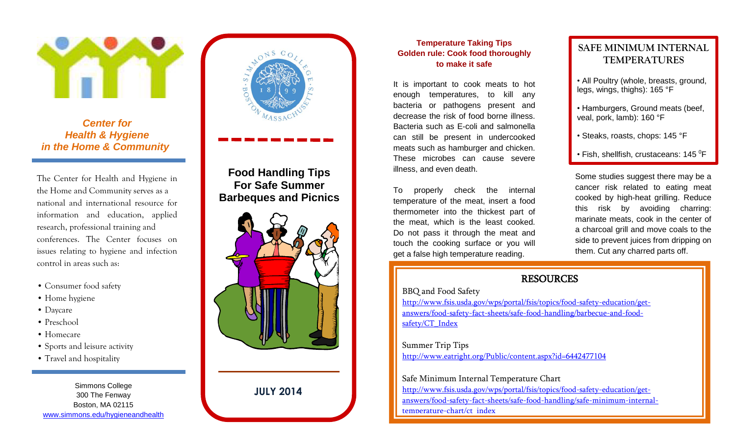## Center for Health & Hygiene in the Home & Community

The Center for Health and Hygiene in the Home and Community serves as a national and international resource for information and education, applied research, professional training and conferences. The Center focuses on issues relating to hygiene and infection control in areas such as:

- Consumer food safety
- Home hygiene
- Daycare
- Preschool
- Homecare
- Sports and leisure activity
- Travel and hospitality

Simmons College
300 The Fenway
Boston, MA 02115
www.simmons.edu/hygieneandhealth

# Food Handling Tips For Safe Summer Barbeques and Picnics

**JULY 2014**

### Temperature Taking Tips
### Golden rule: Cook food thoroughly to make it safe

It is important to cook meats to hot enough temperatures, to kill any bacteria or pathogens present and decrease the risk of food borne illness. Bacteria such as E-coli and salmonella can still be present in undercooked meats such as hamburger and chicken. These microbes can cause severe illness, and even death.

To properly check the internal temperature of the meat, insert a food thermometer into the thickest part of the meat, which is the least cooked. Do not pass it through the meat and touch the cooking surface or you will get a false high temperature reading.

## SAFE MINIMUM INTERNAL TEMPERATURES

- All Poultry (whole, breasts, ground, legs, wings, thighs): 165 °F
- Hamburgers, Ground meats (beef, veal, pork, lamb): 160 °F
- Steaks, roasts, chops: 145 °F
- Fish, shellfish, crustaceans: 145 $^{0}$F

Some studies suggest there may be a cancer risk related to eating meat cooked by high-heat grilling. Reduce this risk by avoiding charring: marinate meats, cook in the center of a charcoal grill and move coals to the side to prevent juices from dripping on them. Cut any charred parts off.

## RESOURCES

BBQ and Food Safety
http://www.fsis.usda.gov/wps/portal/fsis/topics/food-safety-education/get-answers/food-safety-fact-sheets/safe-food-handling/barbecue-and-food-safety/CT_Index

Summer Trip Tips
http://www.eatright.org/Public/content.aspx?id=6442477104

Safe Minimum Internal Temperature Chart
http://www.fsis.usda.gov/wps/portal/fsis/topics/food-safety-education/get-answers/food-safety-fact-sheets/safe-food-handling/safe-minimum-internal-temperature-chart/ct_index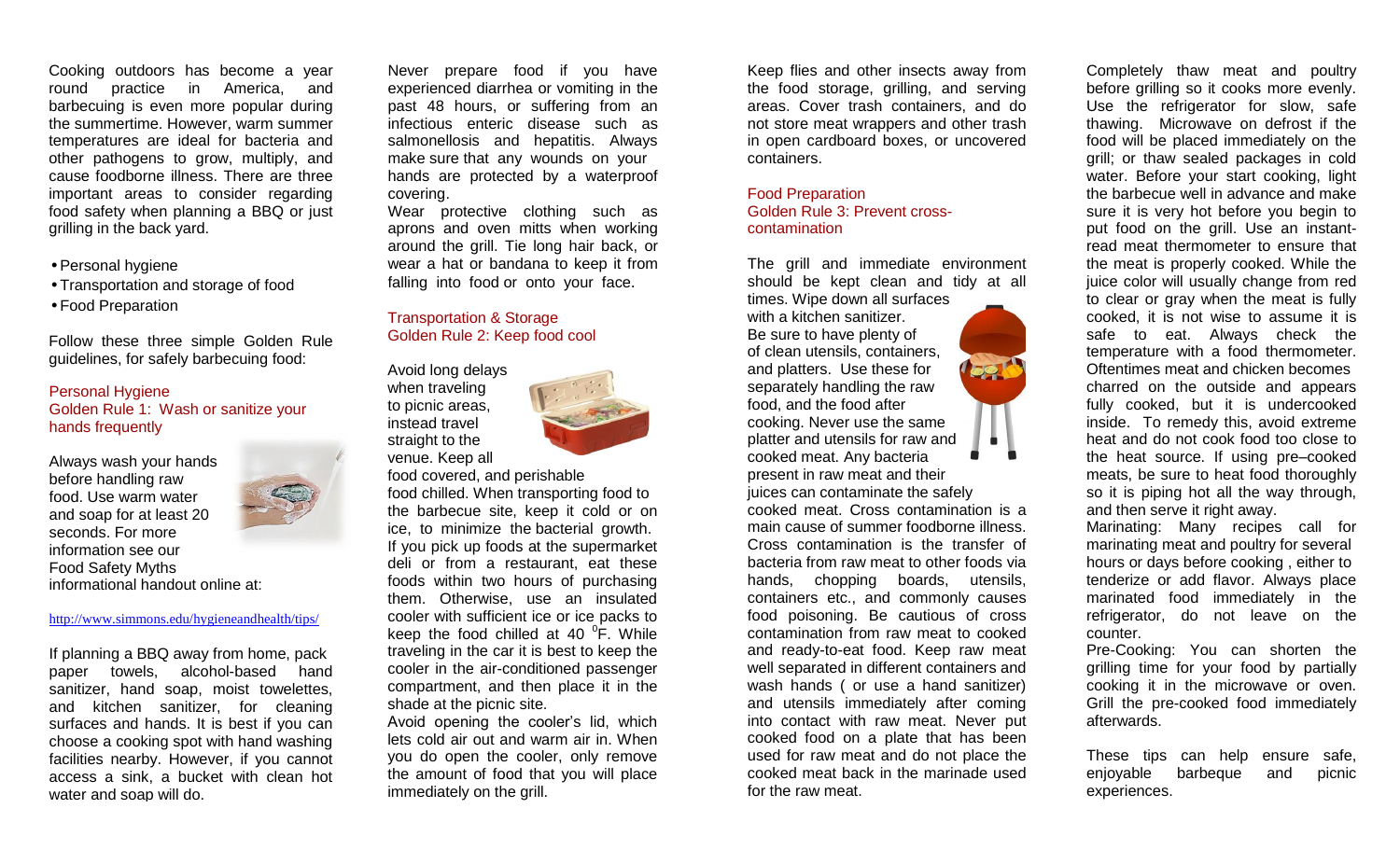Cooking outdoors has become a year round practice in America, and barbecuing is even more popular during the summertime. However, warm summer temperatures are ideal for bacteria and other pathogens to grow, multiply, and cause foodborne illness. There are three important areas to consider regarding food safety when planning a BBQ or just grilling in the back yard.

- Personal hygiene
- Transportation and storage of food
- Food Preparation

Follow these three simple Golden Rule guidelines, for safely barbecuing food:

### Personal Hygiene
### Golden Rule 1: Wash or sanitize your hands frequently

Always wash your hands before handling raw food. Use warm water and soap for at least 20 seconds. For more information see our Food Safety Myths informational handout online at:

http://www.simmons.edu/hygieneandhealth/tips/

If planning a BBQ away from home, pack paper towels, alcohol-based hand sanitizer, hand soap, moist towelettes, and kitchen sanitizer, for cleaning surfaces and hands. It is best if you can choose a cooking spot with hand washing facilities nearby. However, if you cannot access a sink, a bucket with clean hot water and soap will do.

Never prepare food if you have experienced diarrhea or vomiting in the past 48 hours, or suffering from an infectious enteric disease such as salmonellosis and hepatitis. Always make sure that any wounds on your hands are protected by a waterproof covering.

Wear protective clothing such as aprons and oven mitts when working around the grill. Tie long hair back, or wear a hat or bandana to keep it from falling into food or onto your face.

### Transportation & Storage
### Golden Rule 2: Keep food cool

Avoid long delays when traveling to picnic areas, instead travel straight to the venue. Keep all food covered, and perishable food chilled. When transporting food to the barbecue site, keep it cold or on ice, to minimize the bacterial growth. If you pick up foods at the supermarket deli or from a restaurant, eat these foods within two hours of purchasing them. Otherwise, use an insulated cooler with sufficient ice or ice packs to keep the food chilled at 40 $^{0}$F. While traveling in the car it is best to keep the cooler in the air-conditioned passenger compartment, and then place it in the shade at the picnic site.

Avoid opening the cooler's lid, which lets cold air out and warm air in. When you do open the cooler, only remove the amount of food that you will place immediately on the grill.

Keep flies and other insects away from the food storage, grilling, and serving areas. Cover trash containers, and do not store meat wrappers and other trash in open cardboard boxes, or uncovered containers.

### Food Preparation
### Golden Rule 3: Prevent cross-contamination

The grill and immediate environment should be kept clean and tidy at all times. Wipe down all surfaces with a kitchen sanitizer. Be sure to have plenty of of clean utensils, containers, and platters. Use these for separately handling the raw food, and the food after cooking. Never use the same platter and utensils for raw and cooked meat. Any bacteria present in raw meat and their juices can contaminate the safely cooked meat. Cross contamination is a main cause of summer foodborne illness. Cross contamination is the transfer of bacteria from raw meat to other foods via hands, chopping boards, utensils, containers etc., and commonly causes food poisoning. Be cautious of cross contamination from raw meat to cooked and ready-to-eat food. Keep raw meat well separated in different containers and wash hands ( or use a hand sanitizer) and utensils immediately after coming into contact with raw meat. Never put cooked food on a plate that has been used for raw meat and do not place the cooked meat back in the marinade used for the raw meat.

Completely thaw meat and poultry before grilling so it cooks more evenly. Use the refrigerator for slow, safe thawing. Microwave on defrost if the food will be placed immediately on the grill; or thaw sealed packages in cold water. Before your start cooking, light the barbecue well in advance and make sure it is very hot before you begin to put food on the grill. Use an instant-read meat thermometer to ensure that the meat is properly cooked. While the juice color will usually change from red to clear or gray when the meat is fully cooked, it is not wise to assume it is safe to eat. Always check the temperature with a food thermometer. Oftentimes meat and chicken becomes charred on the outside and appears fully cooked, but it is undercooked inside. To remedy this, avoid extreme heat and do not cook food too close to the heat source. If using pre–cooked meats, be sure to heat food thoroughly so it is piping hot all the way through, and then serve it right away.

Marinating: Many recipes call for marinating meat and poultry for several hours or days before cooking , either to tenderize or add flavor. Always place marinated food immediately in the refrigerator, do not leave on the counter.

Pre-Cooking: You can shorten the grilling time for your food by partially cooking it in the microwave or oven. Grill the pre-cooked food immediately afterwards.

These tips can help ensure safe, enjoyable barbeque and picnic experiences.